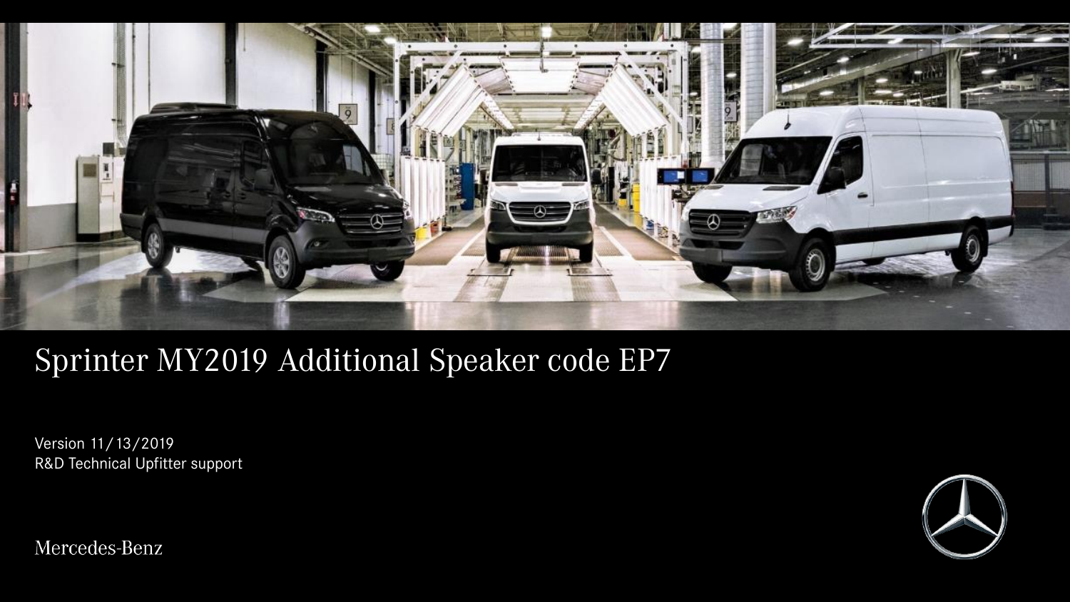# Sprinter MY2019 Additional Speaker code EP7

Version 11/13/2019
R&D Technical Upfitter support

Mercedes-Benz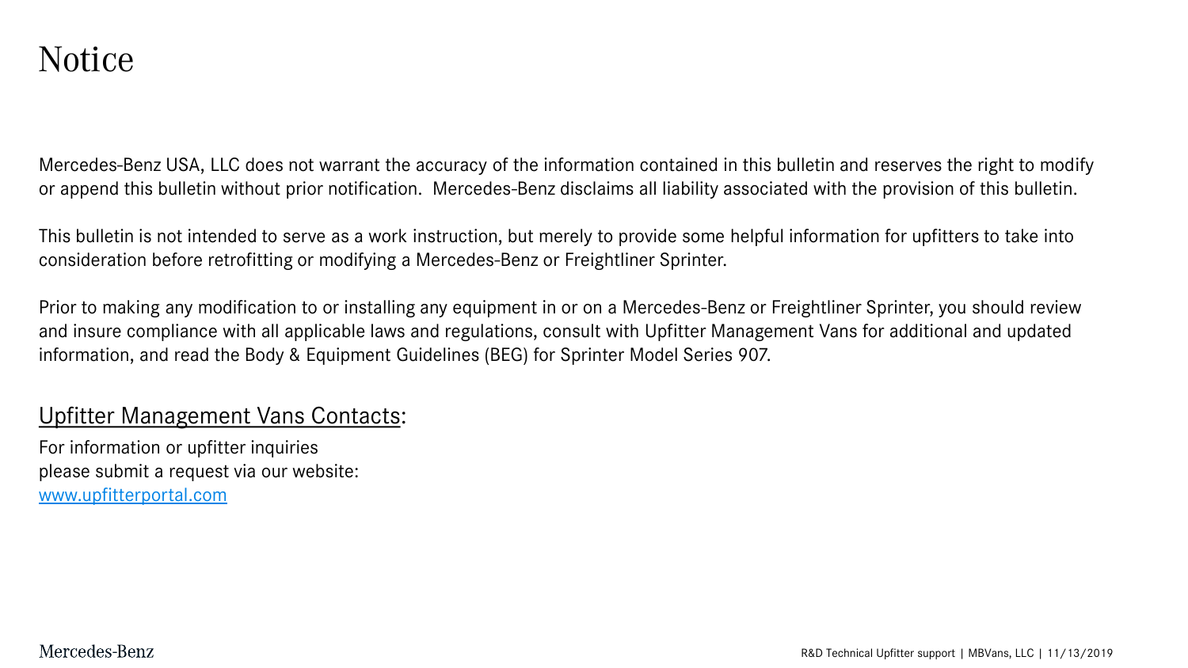# Notice

Mercedes-Benz USA, LLC does not warrant the accuracy of the information contained in this bulletin and reserves the right to modify or append this bulletin without prior notification. Mercedes-Benz disclaims all liability associated with the provision of this bulletin.

This bulletin is not intended to serve as a work instruction, but merely to provide some helpful information for upfitters to take into consideration before retrofitting or modifying a Mercedes-Benz or Freightliner Sprinter.

Prior to making any modification to or installing any equipment in or on a Mercedes-Benz or Freightliner Sprinter, you should review and insure compliance with all applicable laws and regulations, consult with Upfitter Management Vans for additional and updated information, and read the Body & Equipment Guidelines (BEG) for Sprinter Model Series 907.

## Upfitter Management Vans Contacts:

For information or upfitter inquiries
please submit a request via our website:
[www.upfitterportal.com](http://www.upfitterportal.com)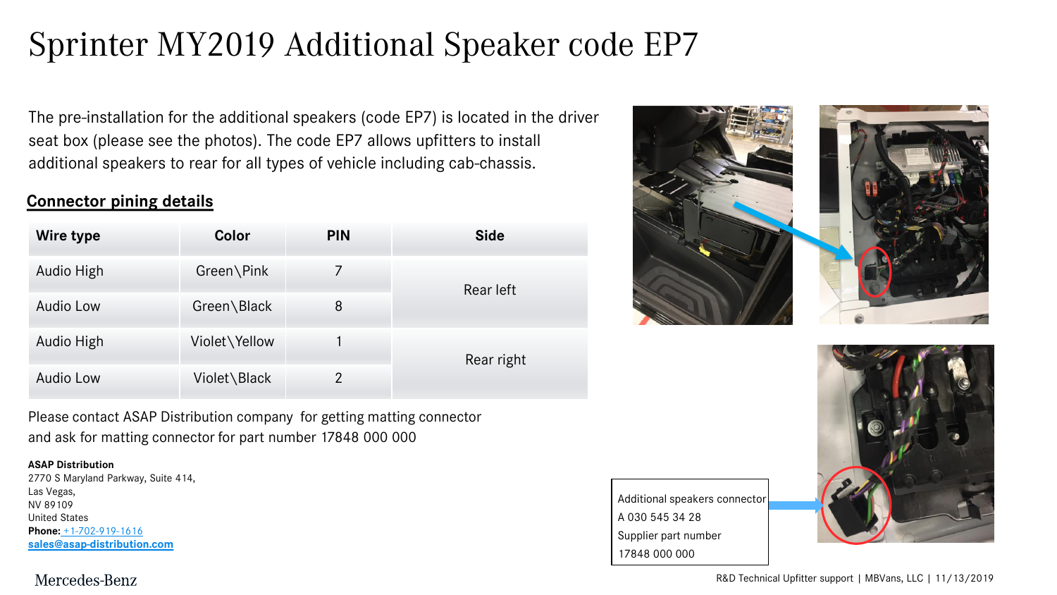# Sprinter MY2019 Additional Speaker code EP7

The pre-installation for the additional speakers (code EP7) is located in the driver seat box (please see the photos). The code EP7 allows upfitters to install additional speakers to rear for all types of vehicle including cab-chassis.

## Connector pining details

| Wire type | Color | PIN | Side |
|---|---|---|---|
| Audio High | Green\Pink | 7 | Rear left |
| Audio Low | Green\Black | 8 | |
| Audio High | Violet\Yellow | 1 | Rear right |
| Audio Low | Violet\Black | 2 | |

Please contact ASAP Distribution company for getting matting connector and ask for matting connector for part number 17848 000 000

**ASAP Distribution**
2770 S Maryland Parkway, Suite 414,
Las Vegas,
NV 89109
United States
**Phone:** +1-702-919-1616
**sales@asap-distribution.com**

Additional speakers connector
A 030 545 34 28
Supplier part number
17848 000 000

Mercedes-Benz

R&D Technical Upfitter support | MBVans, LLC | 11/13/2019